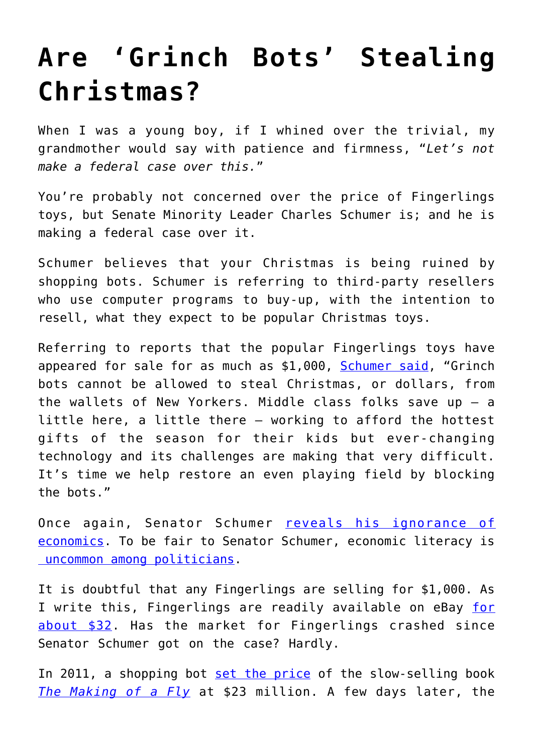# Are ‘Grinch Bots’ Stealing Christmas?

When I was a young boy, if I whined over the trivial, my grandmother would say with patience and firmness, “*Let’s not make a federal case over this.*”

You’re probably not concerned over the price of Fingerlings toys, but Senate Minority Leader Charles Schumer is; and he is making a federal case over it.

Schumer believes that your Christmas is being ruined by shopping bots. Schumer is referring to third-party resellers who use computer programs to buy-up, with the intention to resell, what they expect to be popular Christmas toys.

Referring to reports that the popular Fingerlings toys have appeared for sale for as much as $1,000, Schumer said, “Grinch bots cannot be allowed to steal Christmas, or dollars, from the wallets of New Yorkers. Middle class folks save up – a little here, a little there – working to afford the hottest gifts of the season for their kids but ever-changing technology and its challenges are making that very difficult. It’s time we help restore an even playing field by blocking the bots.”

Once again, Senator Schumer reveals his ignorance of economics. To be fair to Senator Schumer, economic literacy is uncommon among politicians.

It is doubtful that any Fingerlings are selling for $1,000. As I write this, Fingerlings are readily available on eBay for about $32. Has the market for Fingerlings crashed since Senator Schumer got on the case? Hardly.

In 2011, a shopping bot set the price of the slow-selling book *The Making of a Fly* at $23 million. A few days later, the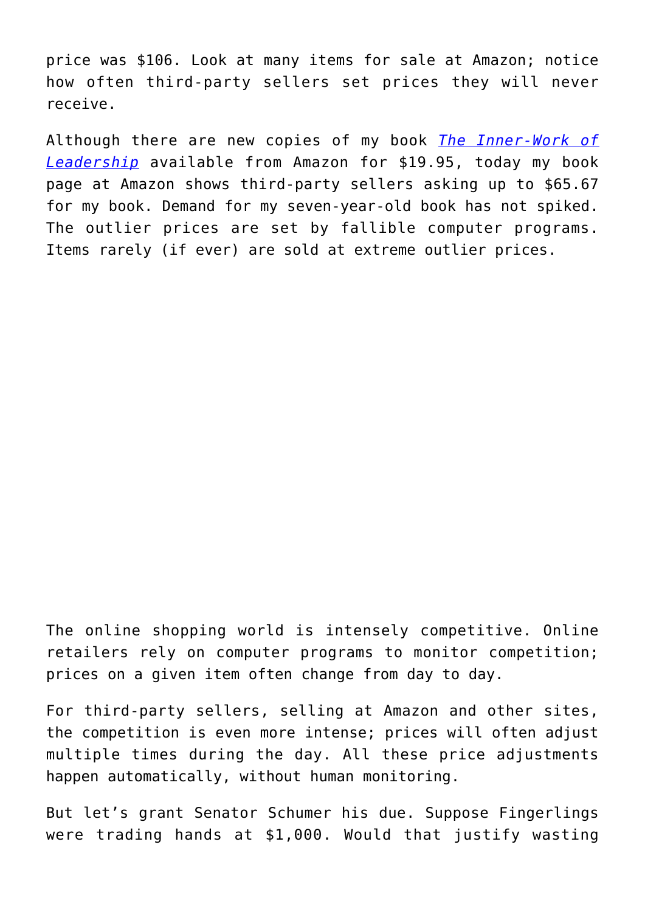price was $106. Look at many items for sale at Amazon; notice how often third-party sellers set prices they will never receive.

Although there are new copies of my book *The Inner-Work of Leadership* available from Amazon for $19.95, today my book page at Amazon shows third-party sellers asking up to $65.67 for my book. Demand for my seven-year-old book has not spiked. The outlier prices are set by fallible computer programs. Items rarely (if ever) are sold at extreme outlier prices.

The online shopping world is intensely competitive. Online retailers rely on computer programs to monitor competition; prices on a given item often change from day to day.

For third-party sellers, selling at Amazon and other sites, the competition is even more intense; prices will often adjust multiple times during the day. All these price adjustments happen automatically, without human monitoring.

But let's grant Senator Schumer his due. Suppose Fingerlings were trading hands at $1,000. Would that justify wasting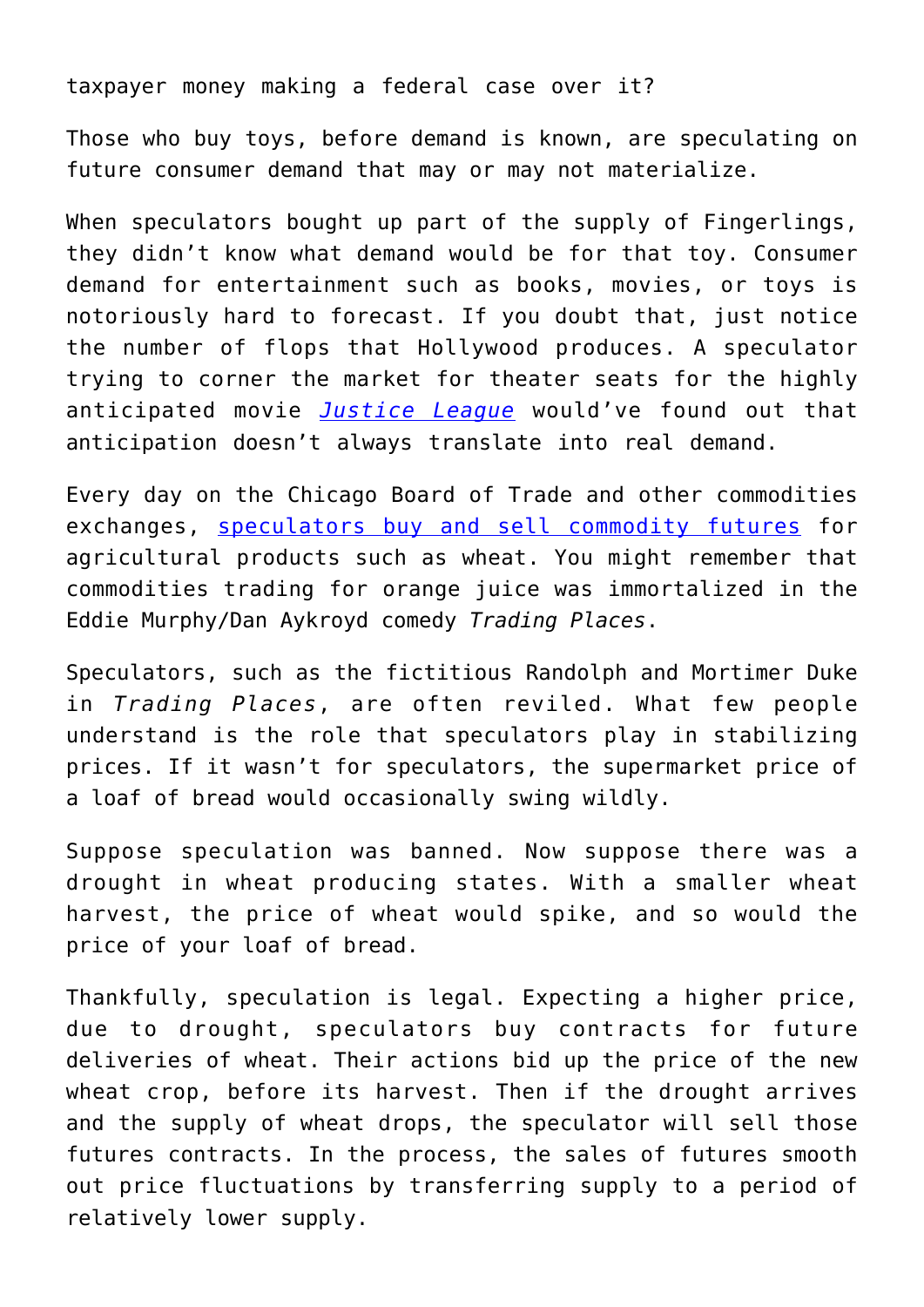taxpayer money making a federal case over it?

Those who buy toys, before demand is known, are speculating on future consumer demand that may or may not materialize.

When speculators bought up part of the supply of Fingerlings, they didn't know what demand would be for that toy. Consumer demand for entertainment such as books, movies, or toys is notoriously hard to forecast. If you doubt that, just notice the number of flops that Hollywood produces. A speculator trying to corner the market for theater seats for the highly anticipated movie [*Justice League*]() would've found out that anticipation doesn't always translate into real demand.

Every day on the Chicago Board of Trade and other commodities exchanges, [speculators buy and sell commodity futures]() for agricultural products such as wheat. You might remember that commodities trading for orange juice was immortalized in the Eddie Murphy/Dan Aykroyd comedy *Trading Places*.

Speculators, such as the fictitious Randolph and Mortimer Duke in *Trading Places*, are often reviled. What few people understand is the role that speculators play in stabilizing prices. If it wasn't for speculators, the supermarket price of a loaf of bread would occasionally swing wildly.

Suppose speculation was banned. Now suppose there was a drought in wheat producing states. With a smaller wheat harvest, the price of wheat would spike, and so would the price of your loaf of bread.

Thankfully, speculation is legal. Expecting a higher price, due to drought, speculators buy contracts for future deliveries of wheat. Their actions bid up the price of the new wheat crop, before its harvest. Then if the drought arrives and the supply of wheat drops, the speculator will sell those futures contracts. In the process, the sales of futures smooth out price fluctuations by transferring supply to a period of relatively lower supply.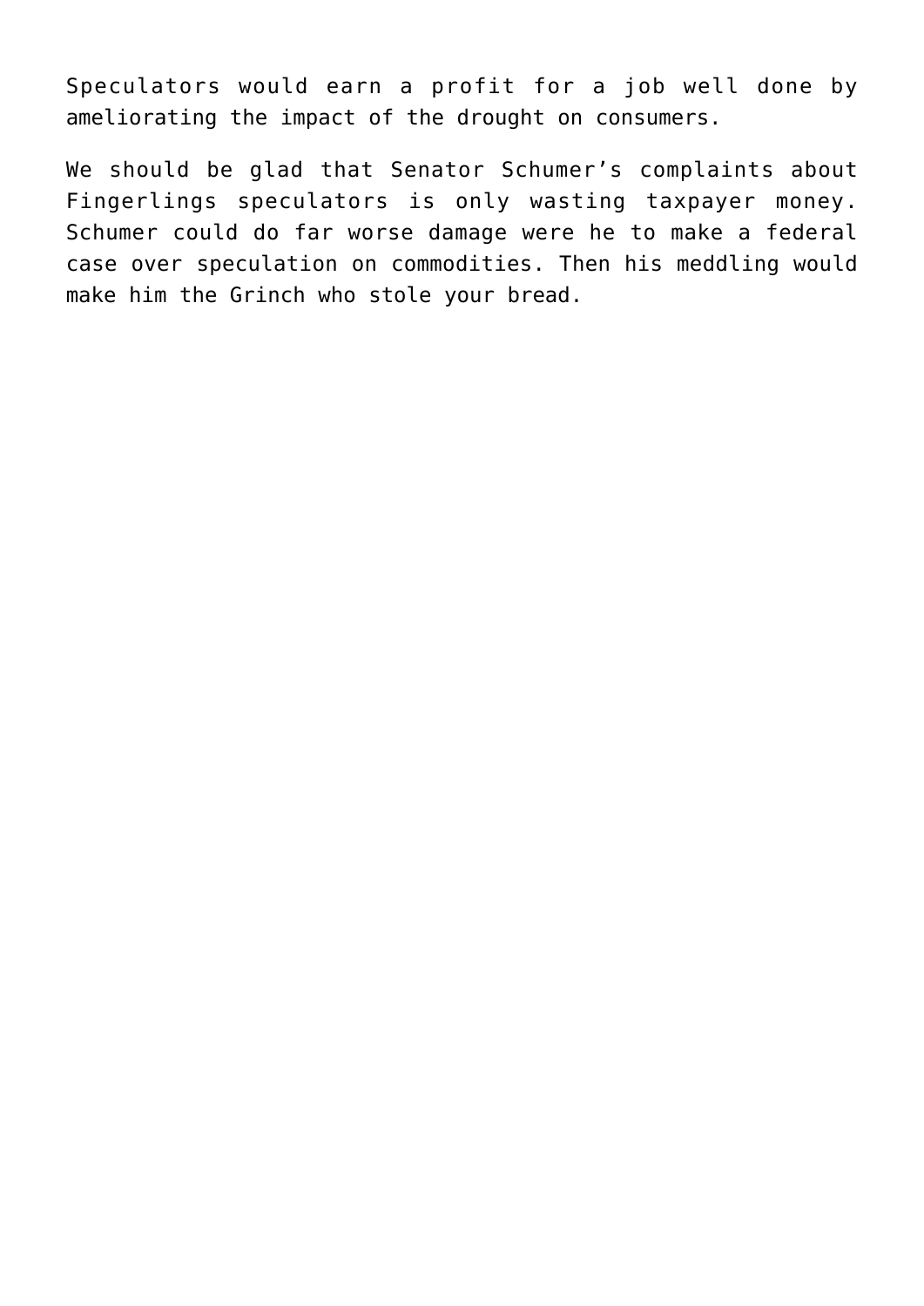Speculators would earn a profit for a job well done by ameliorating the impact of the drought on consumers.

We should be glad that Senator Schumer's complaints about Fingerlings speculators is only wasting taxpayer money. Schumer could do far worse damage were he to make a federal case over speculation on commodities. Then his meddling would make him the Grinch who stole your bread.